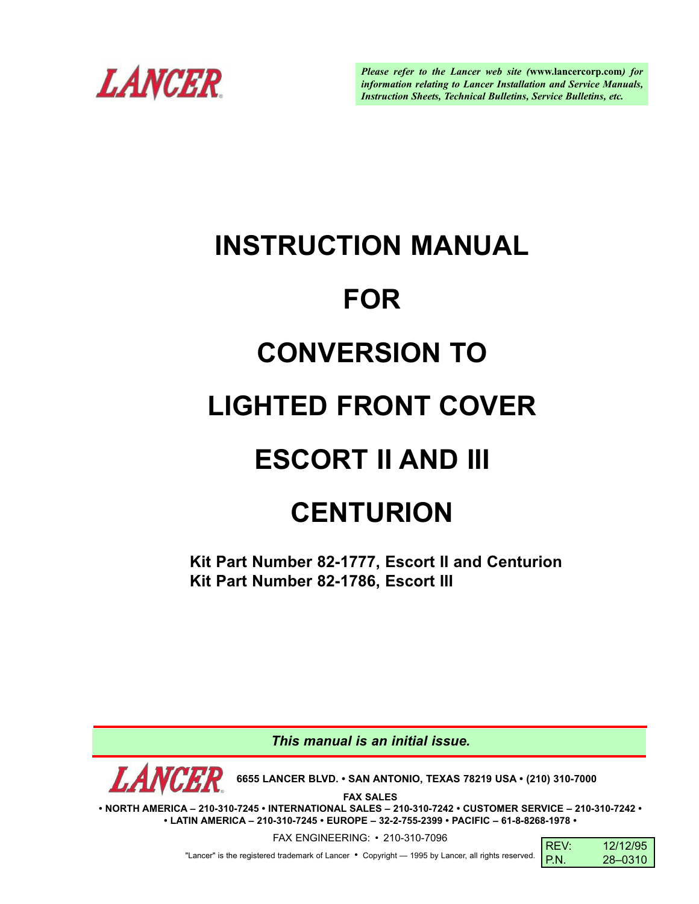LANCER

*Please refer to the Lancer web site (www.lancercorp.com) for information relating to Lancer Installation and Service Manuals, Instruction Sheets, Technical Bulletins, Service Bulletins, etc.*

# INSTRUCTION MANUAL

# FOR

# CONVERSION TO

# LIGHTED FRONT COVER

# ESCORT II AND III

# CENTURION

**Kit Part Number 82-1777, Escort II and Centurion**
**Kit Part Number 82-1786, Escort III**

***This manual is an initial issue.***

LANCER **6655 LANCER BLVD. • SAN ANTONIO, TEXAS 78219 USA • (210) 310-7000**

**FAX SALES**
**• NORTH AMERICA – 210-310-7245 • INTERNATIONAL SALES – 210-310-7242 • CUSTOMER SERVICE – 210-310-7242 •**
**• LATIN AMERICA – 210-310-7245 • EUROPE – 32-2-755-2399 • PACIFIC – 61-8-8268-1978 •**

FAX ENGINEERING: • 210-310-7096

"Lancer" is the registered trademark of Lancer • Copyright — 1995 by Lancer, all rights reserved.

| REV: | 12/12/95 |
|---|---|
| P.N. | 28–0310 |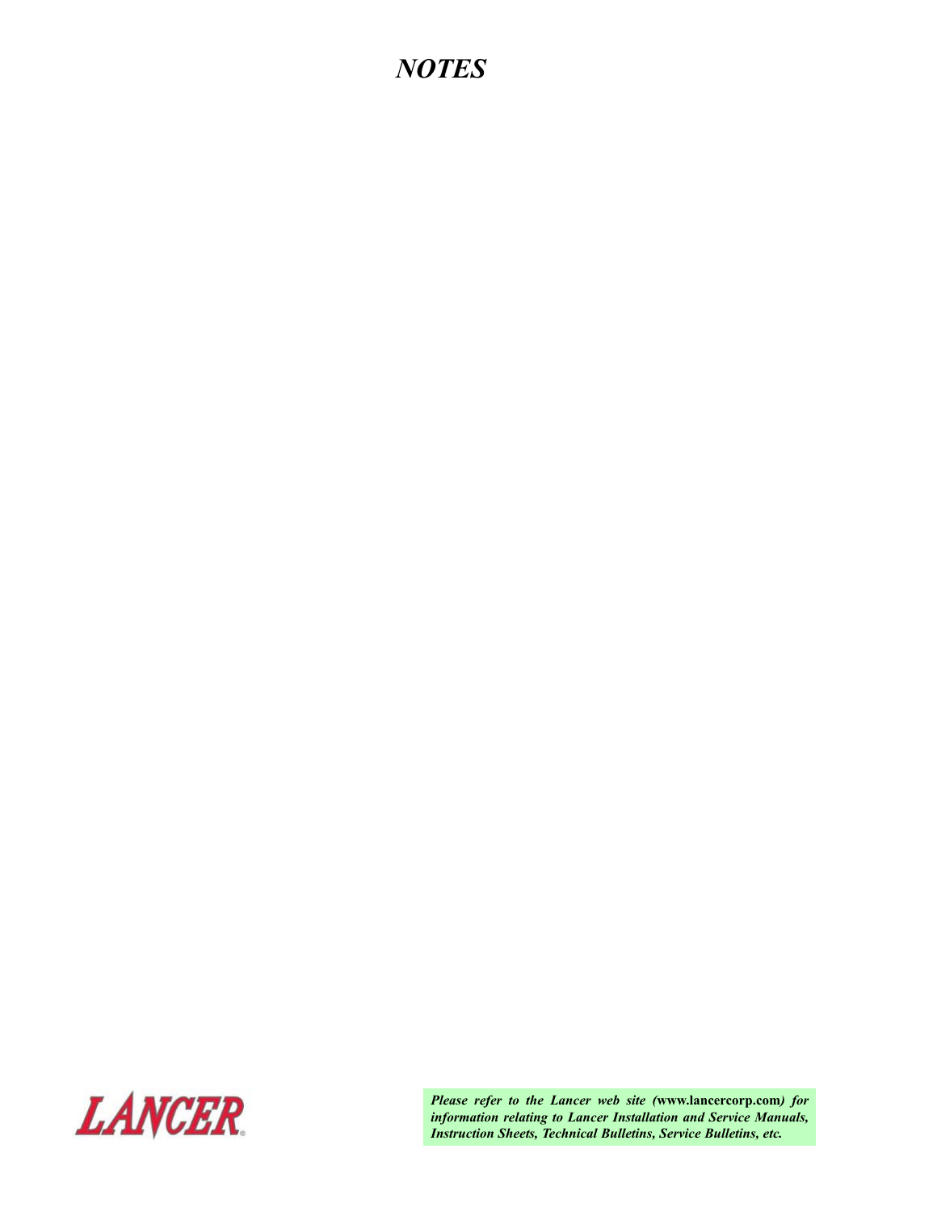# *NOTES*

LANCER

***Please refer to the Lancer web site (*www.lancercorp.com*) for information relating to Lancer Installation and Service Manuals, Instruction Sheets, Technical Bulletins, Service Bulletins, etc.***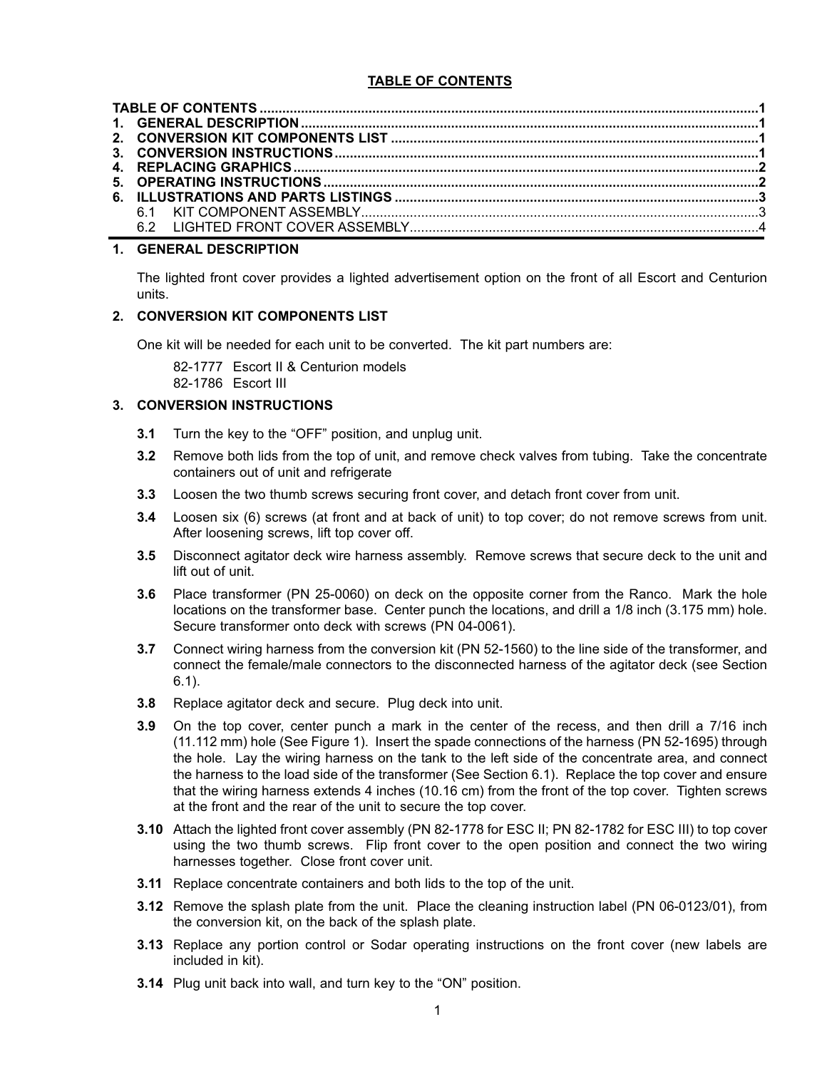## TABLE OF CONTENTS

TABLE OF CONTENTS ..................................................................................................................................1
1. GENERAL DESCRIPTION .........................................................................................................................1
2. CONVERSION KIT COMPONENTS LIST .................................................................................................1
3. CONVERSION INSTRUCTIONS ................................................................................................................1
4. REPLACING GRAPHICS ...........................................................................................................................2
5. OPERATING INSTRUCTIONS ...................................................................................................................2
6. ILLUSTRATIONS AND PARTS LISTINGS ................................................................................................3
   6.1 KIT COMPONENT ASSEMBLY.........................................................................................................3
   6.2 LIGHTED FRONT COVER ASSEMBLY.............................................................................................4

## 1. GENERAL DESCRIPTION

The lighted front cover provides a lighted advertisement option on the front of all Escort and Centurion units.

## 2. CONVERSION KIT COMPONENTS LIST

One kit will be needed for each unit to be converted. The kit part numbers are:

82-1777 Escort II & Centurion models
82-1786 Escort III

## 3. CONVERSION INSTRUCTIONS

**3.1** Turn the key to the “OFF” position, and unplug unit.

**3.2** Remove both lids from the top of unit, and remove check valves from tubing. Take the concentrate containers out of unit and refrigerate

**3.3** Loosen the two thumb screws securing front cover, and detach front cover from unit.

**3.4** Loosen six (6) screws (at front and at back of unit) to top cover; do not remove screws from unit. After loosening screws, lift top cover off.

**3.5** Disconnect agitator deck wire harness assembly. Remove screws that secure deck to the unit and lift out of unit.

**3.6** Place transformer (PN 25-0060) on deck on the opposite corner from the Ranco. Mark the hole locations on the transformer base. Center punch the locations, and drill a 1/8 inch (3.175 mm) hole. Secure transformer onto deck with screws (PN 04-0061).

**3.7** Connect wiring harness from the conversion kit (PN 52-1560) to the line side of the transformer, and connect the female/male connectors to the disconnected harness of the agitator deck (see Section 6.1).

**3.8** Replace agitator deck and secure. Plug deck into unit.

**3.9** On the top cover, center punch a mark in the center of the recess, and then drill a 7/16 inch (11.112 mm) hole (See Figure 1). Insert the spade connections of the harness (PN 52-1695) through the hole. Lay the wiring harness on the tank to the left side of the concentrate area, and connect the harness to the load side of the transformer (See Section 6.1). Replace the top cover and ensure that the wiring harness extends 4 inches (10.16 cm) from the front of the top cover. Tighten screws at the front and the rear of the unit to secure the top cover.

**3.10** Attach the lighted front cover assembly (PN 82-1778 for ESC II; PN 82-1782 for ESC III) to top cover using the two thumb screws. Flip front cover to the open position and connect the two wiring harnesses together. Close front cover unit.

**3.11** Replace concentrate containers and both lids to the top of the unit.

**3.12** Remove the splash plate from the unit. Place the cleaning instruction label (PN 06-0123/01), from the conversion kit, on the back of the splash plate.

**3.13** Replace any portion control or Sodar operating instructions on the front cover (new labels are included in kit).

**3.14** Plug unit back into wall, and turn key to the “ON” position.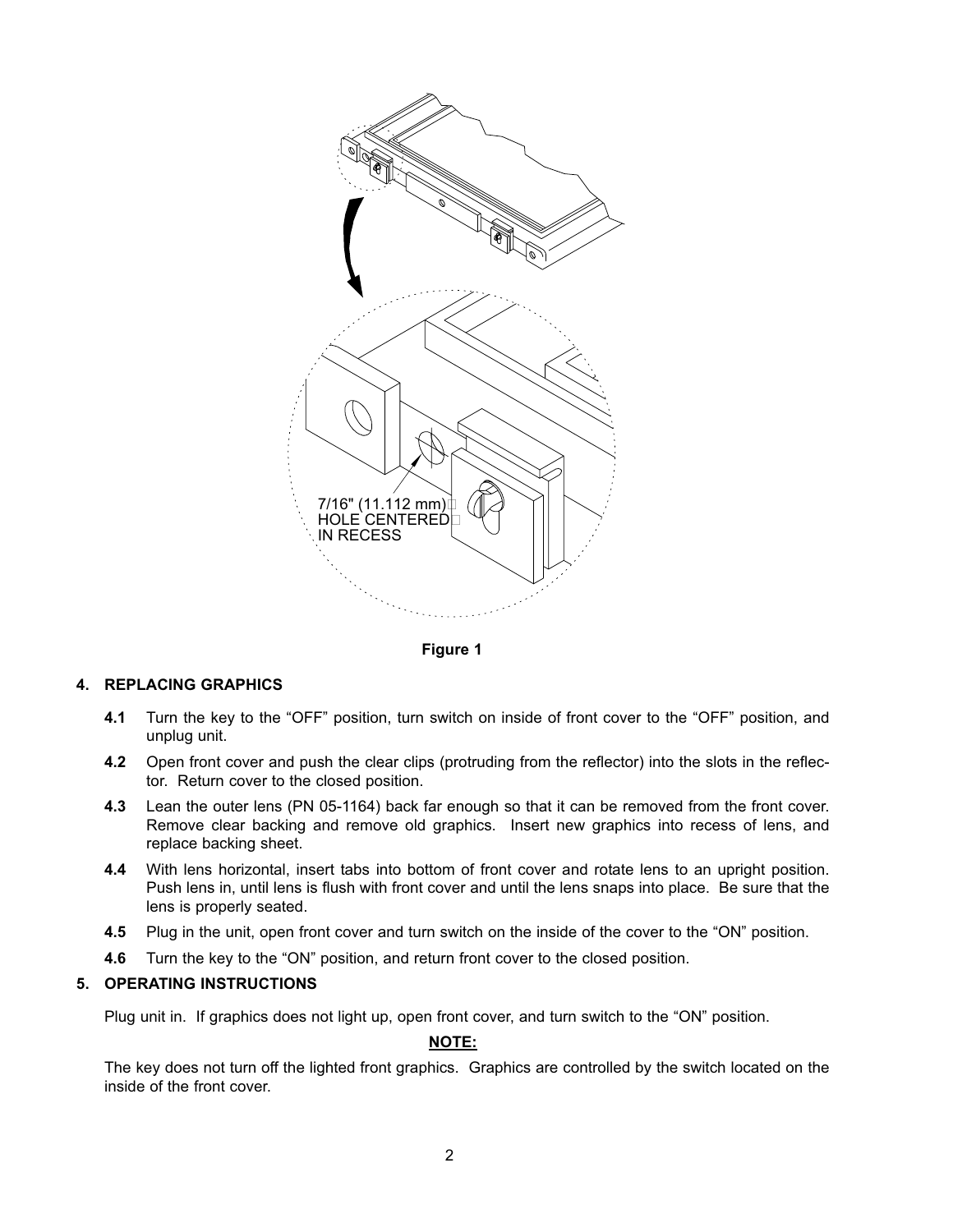7/16" (11.112 mm) HOLE CENTERED IN RECESS

**Figure 1**

## 4. REPLACING GRAPHICS

**4.1** Turn the key to the “OFF” position, turn switch on inside of front cover to the “OFF” position, and unplug unit.

**4.2** Open front cover and push the clear clips (protruding from the reflector) into the slots in the reflector. Return cover to the closed position.

**4.3** Lean the outer lens (PN 05-1164) back far enough so that it can be removed from the front cover. Remove clear backing and remove old graphics. Insert new graphics into recess of lens, and replace backing sheet.

**4.4** With lens horizontal, insert tabs into bottom of front cover and rotate lens to an upright position. Push lens in, until lens is flush with front cover and until the lens snaps into place. Be sure that the lens is properly seated.

**4.5** Plug in the unit, open front cover and turn switch on the inside of the cover to the “ON” position.

**4.6** Turn the key to the “ON” position, and return front cover to the closed position.

## 5. OPERATING INSTRUCTIONS

Plug unit in. If graphics does not light up, open front cover, and turn switch to the “ON” position.

**NOTE:**

The key does not turn off the lighted front graphics. Graphics are controlled by the switch located on the inside of the front cover.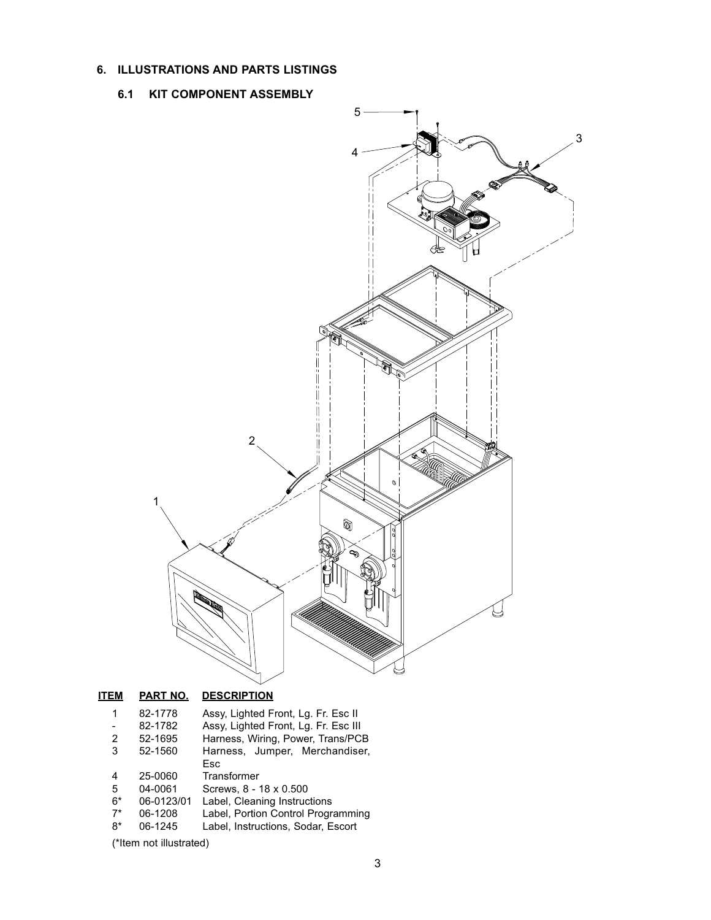## 6. ILLUSTRATIONS AND PARTS LISTINGS

### 6.1 KIT COMPONENT ASSEMBLY

| ITEM | PART NO. | DESCRIPTION |
|---|---|---|
| 1 | 82-1778 | Assy, Lighted Front, Lg. Fr. Esc II |
| - | 82-1782 | Assy, Lighted Front, Lg. Fr. Esc III |
| 2 | 52-1695 | Harness, Wiring, Power, Trans/PCB |
| 3 | 52-1560 | Harness, Jumper, Merchandiser, Esc |
| 4 | 25-0060 | Transformer |
| 5 | 04-0061 | Screws, 8 - 18 x 0.500 |
| 6* | 06-0123/01 | Label, Cleaning Instructions |
| 7* | 06-1208 | Label, Portion Control Programming |
| 8* | 06-1245 | Label, Instructions, Sodar, Escort |

(*Item not illustrated)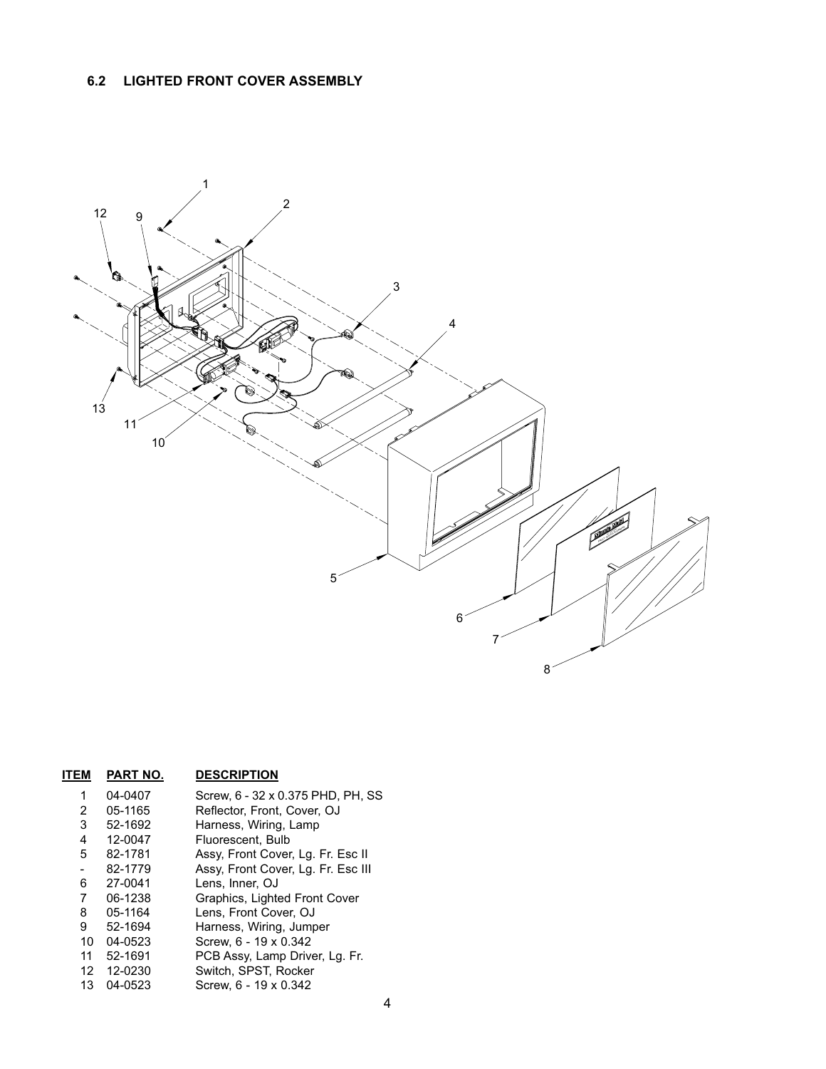## 6.2 LIGHTED FRONT COVER ASSEMBLY

| ITEM | PART NO. | DESCRIPTION |
|---|---|---|
| 1 | 04-0407 | Screw, 6 - 32 x 0.375 PHD, PH, SS |
| 2 | 05-1165 | Reflector, Front, Cover, OJ |
| 3 | 52-1692 | Harness, Wiring, Lamp |
| 4 | 12-0047 | Fluorescent, Bulb |
| 5 | 82-1781 | Assy, Front Cover, Lg. Fr. Esc II |
| - | 82-1779 | Assy, Front Cover, Lg. Fr. Esc III |
| 6 | 27-0041 | Lens, Inner, OJ |
| 7 | 06-1238 | Graphics, Lighted Front Cover |
| 8 | 05-1164 | Lens, Front Cover, OJ |
| 9 | 52-1694 | Harness, Wiring, Jumper |
| 10 | 04-0523 | Screw, 6 - 19 x 0.342 |
| 11 | 52-1691 | PCB Assy, Lamp Driver, Lg. Fr. |
| 12 | 12-0230 | Switch, SPST, Rocker |
| 13 | 04-0523 | Screw, 6 - 19 x 0.342 |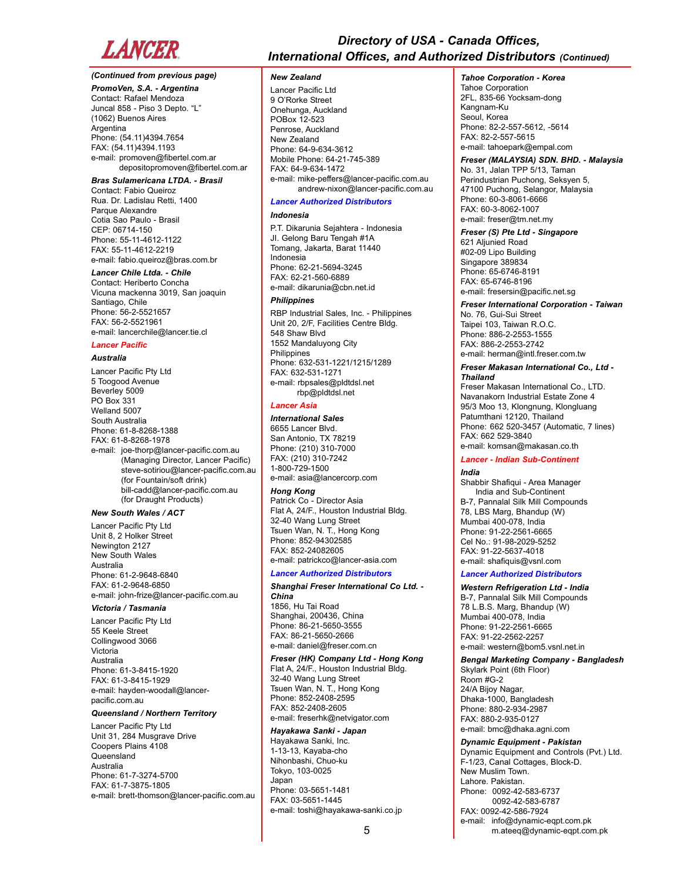# Directory of USA - Canada Offices, International Offices, and Authorized Distributors *(Continued)*

*(Continued from previous page)*

***PromoVen, S.A. - Argentina***
Contact: Rafael Mendoza
Juncal 858 - Piso 3 Depto. "L"
(1062) Buenos Aires
Argentina
Phone: (54.11)4394.7654
FAX: (54.11)4394.1193
e-mail: promoven@fibertel.com.ar
depositopromoven@fibertel.com.ar

***Bras Sulamericana LTDA. - Brasil***
Contact: Fabio Queiroz
Rua. Dr. Ladislau Retti, 1400
Parque Alexandre
Cotia Sao Paulo - Brasil
CEP: 06714-150
Phone: 55-11-4612-1122
FAX: 55-11-4612-2219
e-mail: fabio.queiroz@bras.com.br

***Lancer Chile Ltda. - Chile***
Contact: Heriberto Concha
Vicuna mackenna 3019, San joaquin
Santiago, Chile
Phone: 56-2-5521657
FAX: 56-2-5521961
e-mail: lancerchile@lancer.tie.cl

## *Lancer Pacific*

***Australia***

Lancer Pacific Pty Ltd
5 Toogood Avenue
Beverley 5009
PO Box 331
Welland 5007
South Australia
Phone: 61-8-8268-1388
FAX: 61-8-8268-1978
e-mail: joe-thorp@lancer-pacific.com.au
(Managing Director, Lancer Pacific)
steve-sotiriou@lancer-pacific.com.au
(for Fountain/soft drink)
bill-cadd@lancer-pacific.com.au
(for Draught Products)

***New South Wales / ACT***

Lancer Pacific Pty Ltd
Unit 8, 2 Holker Street
Newington 2127
New South Wales
Australia
Phone: 61-2-9648-6840
FAX: 61-2-9648-6850
e-mail: john-frize@lancer-pacific.com.au

***Victoria / Tasmania***

Lancer Pacific Pty Ltd
55 Keele Street
Collingwood 3066
Victoria
Australia
Phone: 61-3-8415-1920
FAX: 61-3-8415-1929
e-mail: hayden-woodall@lancer-pacific.com.au

***Queensland / Northern Territory***

Lancer Pacific Pty Ltd
Unit 31, 284 Musgrave Drive
Coopers Plains 4108
Queensland
Australia
Phone: 61-7-3274-5700
FAX: 61-7-3875-1805
e-mail: brett-thomson@lancer-pacific.com.au

***New Zealand***

Lancer Pacific Ltd
9 O'Rorke Street
Onehunga, Auckland
POBox 12-523
Penrose, Auckland
New Zealand
Phone: 64-9-634-3612
Mobile Phone: 64-21-745-389
FAX: 64-9-634-1472
e-mail: mike-peffers@lancer-pacific.com.au
andrew-nixon@lancer-pacific.com.au

## *Lancer Authorized Distributors*

***Indonesia***

P.T. Dikarunia Sejahtera - Indonesia
Jl. Gelong Baru Tengah #1A
Tomang, Jakarta, Barat 11440
Indonesia
Phone: 62-21-5694-3245
FAX: 62-21-560-6889
e-mail: dikarunia@cbn.net.id

***Philippines***

RBP Industrial Sales, Inc. - Philippines
Unit 20, 2/F, Facilities Centre Bldg.
548 Shaw Blvd
1552 Mandaluyong City
Philippines
Phone: 632-531-1221/1215/1289
FAX: 632-531-1271
e-mail: rbpsales@pldtdsl.net
rbp@pldtdsl.net

## *Lancer Asia*

***International Sales***
6655 Lancer Blvd.
San Antonio, TX 78219
Phone: (210) 310-7000
FAX: (210) 310-7242
1-800-729-1500
e-mail: asia@lancercorp.com

***Hong Kong***
Patrick Co - Director Asia
Flat A, 24/F., Houston Industrial Bldg.
32-40 Wang Lung Street
Tsuen Wan, N. T., Hong Kong
Phone: 852-94302585
FAX: 852-24082605
e-mail: patrickco@lancer-asia.com

## *Lancer Authorized Distributors*

***Shanghai Freser International Co Ltd. - China***
1856, Hu Tai Road
Shanghai, 200436, China
Phone: 86-21-5650-3555
FAX: 86-21-5650-2666
e-mail: daniel@freser.com.cn

***Freser (HK) Company Ltd - Hong Kong***
Flat A, 24/F., Houston Industrial Bldg.
32-40 Wang Lung Street
Tsuen Wan, N. T., Hong Kong
Phone: 852-2408-2595
FAX: 852-2408-2605
e-mail: freserhk@netvigator.com

***Hayakawa Sanki - Japan***
Hayakawa Sanki, Inc.
1-13-13, Kayaba-cho
Nihonbashi, Chuo-ku
Tokyo, 103-0025
Japan
Phone: 03-5651-1481
FAX: 03-5651-1445
e-mail: toshi@hayakawa-sanki.co.jp

***Tahoe Corporation - Korea***
Tahoe Corporation
2FL, 835-66 Yocksam-dong
Kangnam-Ku
Seoul, Korea
Phone: 82-2-557-5612, -5614
FAX: 82-2-557-5615
e-mail: tahoepark@empal.com

***Freser (MALAYSIA) SDN. BHD. - Malaysia***
No. 31, Jalan TPP 5/13, Taman
Perindustrian Puchong, Seksyen 5,
47100 Puchong, Selangor, Malaysia
Phone: 60-3-8061-6666
FAX: 60-3-8062-1007
e-mail: freser@tm.net.my

***Freser (S) Pte Ltd - Singapore***
621 Aljunied Road
#02-09 Lipo Building
Singapore 389834
Phone: 65-6746-8191
FAX: 65-6746-8196
e-mail: fresersin@pacific.net.sg

***Freser International Corporation - Taiwan***
No. 76, Gui-Sui Street
Taipei 103, Taiwan R.O.C.
Phone: 886-2-2553-1555
FAX: 886-2-2553-2742
e-mail: herman@intl.freser.com.tw

***Freser Makasan International Co., Ltd - Thailand***
Freser Makasan International Co., LTD.
Navanakorn Industrial Estate Zone 4
95/3 Moo 13, Klongnung, Klongluang
Patumthani 12120, Thailand
Phone: 662 520-3457 (Automatic, 7 lines)
FAX: 662 529-3840
e-mail: komsan@makasan.co.th

## *Lancer - Indian Sub-Continent*

***India***
Shabbir Shafiqui - Area Manager
India and Sub-Continent
B-7, Pannalal Silk Mill Compounds
78, LBS Marg, Bhandup (W)
Mumbai 400-078, India
Phone: 91-22-2561-6665
Cel No.: 91-98-2029-5252
FAX: 91-22-5637-4018
e-mail: shafiquis@vsnl.com

## *Lancer Authorized Distributors*

***Western Refrigeration Ltd - India***
B-7, Pannalal Silk Mill Compounds
78 L.B.S. Marg, Bhandup (W)
Mumbai 400-078, India
Phone: 91-22-2561-6665
FAX: 91-22-2562-2257
e-mail: western@bom5.vsnl.net.in

***Bengal Marketing Company - Bangladesh***
Skylark Point (6th Floor)
Room #G-2
24/A Bijoy Nagar,
Dhaka-1000, Bangladesh
Phone: 880-2-934-2987
FAX: 880-2-935-0127
e-mail: bmc@dhaka.agni.com

***Dynamic Equipment - Pakistan***
Dynamic Equipment and Controls (Pvt.) Ltd.
F-1/23, Canal Cottages, Block-D.
New Muslim Town.
Lahore. Pakistan.
Phone: 0092-42-583-6737
0092-42-583-6787
FAX: 0092-42-586-7924
e-mail: info@dynamic-eqpt.com.pk
m.ateeq@dynamic-eqpt.com.pk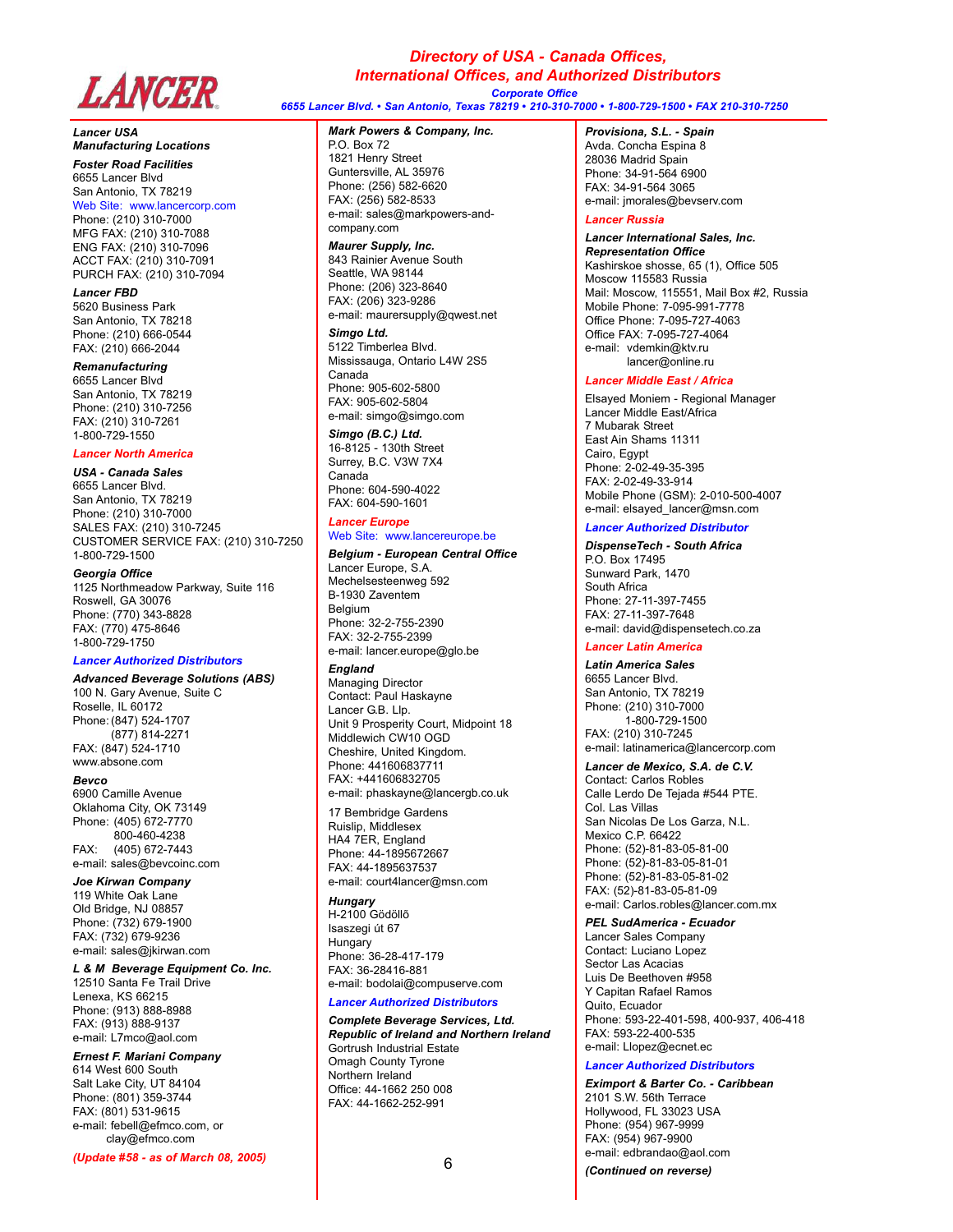LANCER

# Directory of USA - Canada Offices, International Offices, and Authorized Distributors

**Corporate Office**
*6655 Lancer Blvd. • San Antonio, Texas 78219 • 210-310-7000 • 1-800-729-1500 • FAX 210-310-7250*

***Lancer USA Manufacturing Locations***

***Foster Road Facilities***
6655 Lancer Blvd
San Antonio, TX 78219
Web Site: www.lancercorp.com
Phone: (210) 310-7000
MFG FAX: (210) 310-7088
ENG FAX: (210) 310-7096
ACCT FAX: (210) 310-7091
PURCH FAX: (210) 310-7094

***Lancer FBD***
5620 Business Park
San Antonio, TX 78218
Phone: (210) 666-0544
FAX: (210) 666-2044

***Remanufacturing***
6655 Lancer Blvd
San Antonio, TX 78219
Phone: (210) 310-7256
FAX: (210) 310-7261
1-800-729-1550

## *Lancer North America*

***USA - Canada Sales***
6655 Lancer Blvd.
San Antonio, TX 78219
Phone: (210) 310-7000
SALES FAX: (210) 310-7245
CUSTOMER SERVICE FAX: (210) 310-7250
1-800-729-1500

***Georgia Office***
1125 Northmeadow Parkway, Suite 116
Roswell, GA 30076
Phone: (770) 343-8828
FAX: (770) 475-8646
1-800-729-1750

## *Lancer Authorized Distributors*

***Advanced Beverage Solutions (ABS)***
100 N. Gary Avenue, Suite C
Roselle, IL 60172
Phone: (847) 524-1707
(877) 814-2271
FAX: (847) 524-1710
www.absone.com

***Bevco***
6900 Camille Avenue
Oklahoma City, OK 73149
Phone: (405) 672-7770
800-460-4238
FAX: (405) 672-7443
e-mail: sales@bevcoinc.com

***Joe Kirwan Company***
119 White Oak Lane
Old Bridge, NJ 08857
Phone: (732) 679-1900
FAX: (732) 679-9236
e-mail: sales@jkirwan.com

***L & M Beverage Equipment Co. Inc.***
12510 Santa Fe Trail Drive
Lenexa, KS 66215
Phone: (913) 888-8988
FAX: (913) 888-9137
e-mail: L7mco@aol.com

***Ernest F. Mariani Company***
614 West 600 South
Salt Lake City, UT 84104
Phone: (801) 359-3744
FAX: (801) 531-9615
e-mail: febell@efmco.com, or
clay@efmco.com

*(Update #58 - as of March 08, 2005)*

***Mark Powers & Company, Inc.***
P.O. Box 72
1821 Henry Street
Guntersville, AL 35976
Phone: (256) 582-6620
FAX: (256) 582-8533
e-mail: sales@markpowers-and-company.com

***Maurer Supply, Inc.***
843 Rainier Avenue South
Seattle, WA 98144
Phone: (206) 323-8640
FAX: (206) 323-9286
e-mail: maurersupply@qwest.net

***Simgo Ltd.***
5122 Timberlea Blvd.
Mississauga, Ontario L4W 2S5
Canada
Phone: 905-602-5800
FAX: 905-602-5804
e-mail: simgo@simgo.com

***Simgo (B.C.) Ltd.***
16-8125 - 130th Street
Surrey, B.C. V3W 7X4
Canada
Phone: 604-590-4022
FAX: 604-590-1601

## *Lancer Europe*

Web Site: www.lancereurope.be

***Belgium - European Central Office***
Lancer Europe, S.A.
Mechelsesteenweg 592
B-1930 Zaventem
Belgium
Phone: 32-2-755-2390
FAX: 32-2-755-2399
e-mail: lancer.europe@glo.be

***England***
Managing Director
Contact: Paul Haskayne
Lancer G.B. Llp.
Unit 9 Prosperity Court, Midpoint 18
Middlewich CW10 OGD
Cheshire, United Kingdom.
Phone: 441606837711
FAX: +441606832705
e-mail: phaskayne@lancergb.co.uk

17 Bembridge Gardens
Ruislip, Middlesex
HA4 7ER, England
Phone: 44-1895672667
FAX: 44-1895637537
e-mail: court4lancer@msn.com

***Hungary***
H-2100 Gödöllõ
Isaszegi út 67
Hungary
Phone: 36-28-417-179
FAX: 36-28416-881
e-mail: bodolai@compuserve.com

## *Lancer Authorized Distributors*

***Complete Beverage Services, Ltd. Republic of Ireland and Northern Ireland***
Gortrush Industrial Estate
Omagh County Tyrone
Northern Ireland
Office: 44-1662 250 008
FAX: 44-1662-252-991

***Provisiona, S.L. - Spain***
Avda. Concha Espina 8
28036 Madrid Spain
Phone: 34-91-564 6900
FAX: 34-91-564 3065
e-mail: jmorales@bevserv.com

## *Lancer Russia*

***Lancer International Sales, Inc. Representation Office***
Kashirskoe shosse, 65 (1), Office 505
Moscow 115583 Russia
Mail: Moscow, 115551, Mail Box #2, Russia
Mobile Phone: 7-095-991-7778
Office Phone: 7-095-727-4063
Office FAX: 7-095-727-4064
e-mail: vdemkin@ktv.ru
lancer@online.ru

## *Lancer Middle East / Africa*

Elsayed Moniem - Regional Manager
Lancer Middle East/Africa
7 Mubarak Street
East Ain Shams 11311
Cairo, Egypt
Phone: 2-02-49-35-395
FAX: 2-02-49-33-914
Mobile Phone (GSM): 2-010-500-4007
e-mail: elsayed_lancer@msn.com

## *Lancer Authorized Distributor*

***DispenseTech - South Africa***
P.O. Box 17495
Sunward Park, 1470
South Africa
Phone: 27-11-397-7455
FAX: 27-11-397-7648
e-mail: david@dispensetech.co.za

## *Lancer Latin America*

***Latin America Sales***
6655 Lancer Blvd.
San Antonio, TX 78219
Phone: (210) 310-7000
1-800-729-1500
FAX: (210) 310-7245
e-mail: latinamerica@lancercorp.com

***Lancer de Mexico, S.A. de C.V.***
Contact: Carlos Robles
Calle Lerdo De Tejada #544 PTE.
Col. Las Villas
San Nicolas De Los Garza, N.L.
Mexico C.P. 66422
Phone: (52)-81-83-05-81-00
Phone: (52)-81-83-05-81-01
Phone: (52)-81-83-05-81-02
FAX: (52)-81-83-05-81-09
e-mail: Carlos.robles@lancer.com.mx

***PEL SudAmerica - Ecuador***
Lancer Sales Company
Contact: Luciano Lopez
Sector Las Acacias
Luis De Beethoven #958
Y Capitan Rafael Ramos
Quito, Ecuador
Phone: 593-22-401-598, 400-937, 406-418
FAX: 593-22-400-535
e-mail: Llopez@ecnet.ec

## *Lancer Authorized Distributors*

***Eximport & Barter Co. - Caribbean***
2101 S.W. 56th Terrace
Hollywood, FL 33023 USA
Phone: (954) 967-9999
FAX: (954) 967-9900
e-mail: edbrandao@aol.com

***(Continued on reverse)***